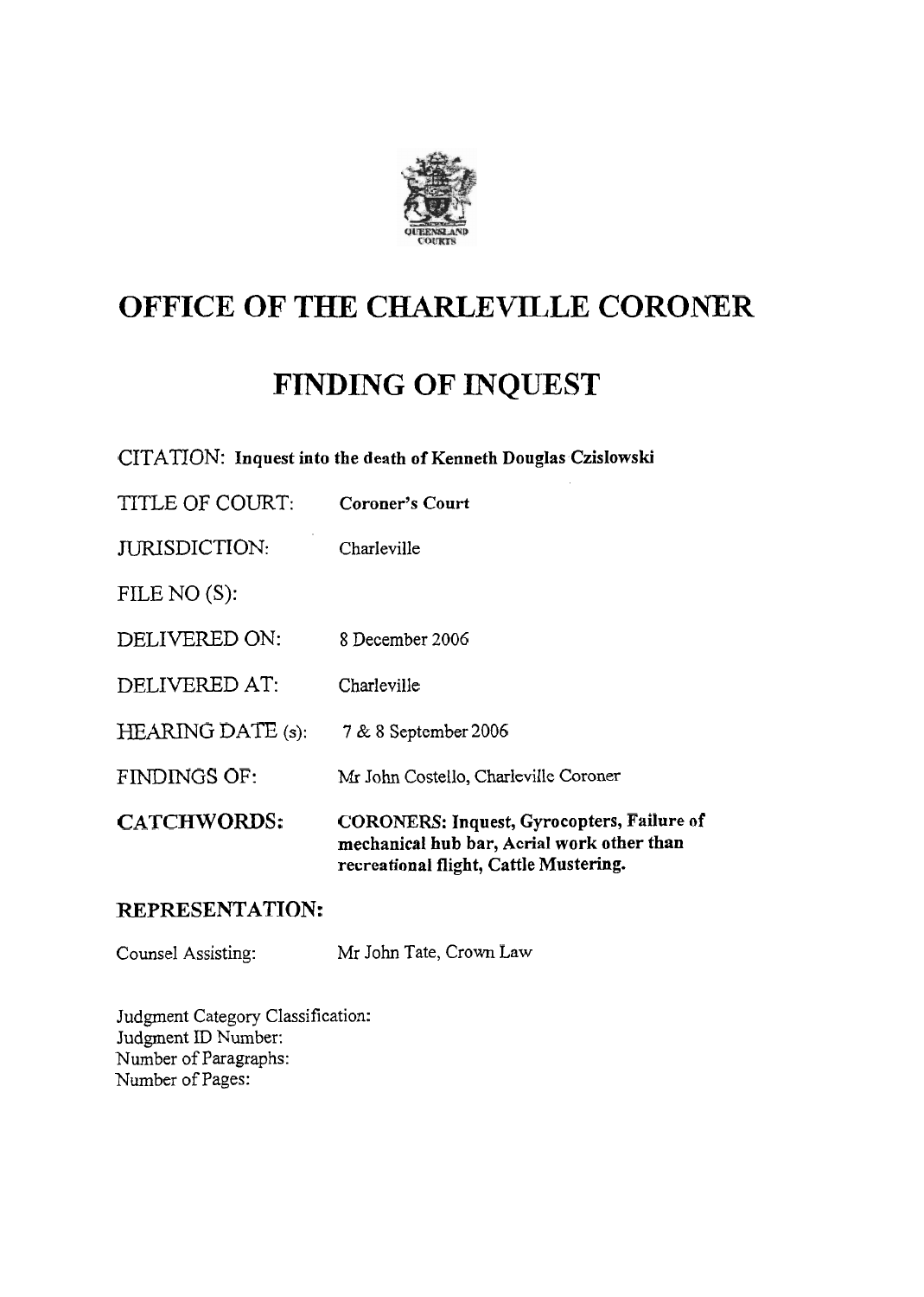# OFFICE OF THE CHARLEVILLE CORONER

# FINDING OF INQUEST

CITATION: **Inquest into the death of Kenneth Douglas Czislowski**

TITLE OF COURT: **Coroner's Court**

JURISDICTION: Charleville

FILE NO (S):

DELIVERED ON: 8 December 2006

DELIVERED AT: Charleville

HEARING DATE (s): 7 & 8 September 2006

FINDINGS OF: Mr John Costello, Charleville Coroner

**CATCHWORDS:** **CORONERS: Inquest, Gyrocopters, Failure of mechanical hub bar, Acrial work other than recreational flight, Cattle Mustering.**

## REPRESENTATION:

Counsel Assisting: Mr John Tate, Crown Law

Judgment Category Classification:
Judgment ID Number:
Number of Paragraphs:
Number of Pages: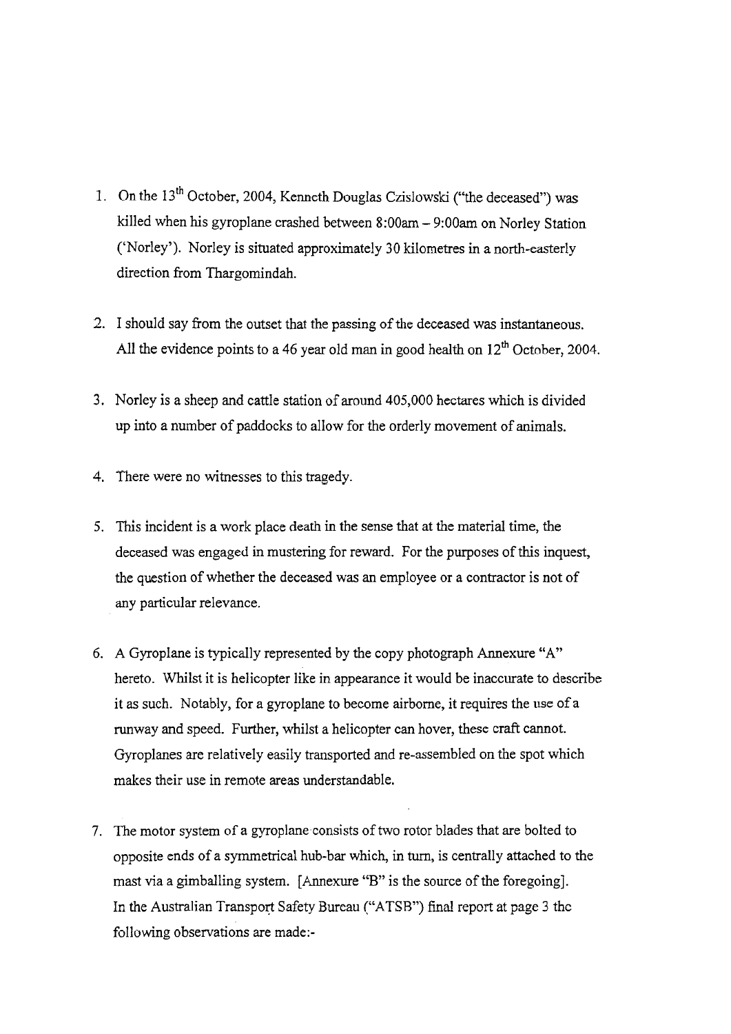1. On the 13th October, 2004, Kenneth Douglas Czislowski ("the deceased") was killed when his gyroplane crashed between 8:00am – 9:00am on Norley Station ('Norley'). Norley is situated approximately 30 kilometres in a north-easterly direction from Thargomindah.

2. I should say from the outset that the passing of the deceased was instantaneous. All the evidence points to a 46 year old man in good health on 12th October, 2004.

3. Norley is a sheep and cattle station of around 405,000 hectares which is divided up into a number of paddocks to allow for the orderly movement of animals.

4. There were no witnesses to this tragedy.

5. This incident is a work place death in the sense that at the material time, the deceased was engaged in mustering for reward. For the purposes of this inquest, the question of whether the deceased was an employee or a contractor is not of any particular relevance.

6. A Gyroplane is typically represented by the copy photograph Annexure "A" hereto. Whilst it is helicopter like in appearance it would be inaccurate to describe it as such. Notably, for a gyroplane to become airborne, it requires the use of a runway and speed. Further, whilst a helicopter can hover, these craft cannot. Gyroplanes are relatively easily transported and re-assembled on the spot which makes their use in remote areas understandable.

7. The motor system of a gyroplane consists of two rotor blades that are bolted to opposite ends of a symmetrical hub-bar which, in turn, is centrally attached to the mast via a gimballing system. [Annexure "B" is the source of the foregoing]. In the Australian Transport Safety Bureau ("ATSB") final report at page 3 the following observations are made:-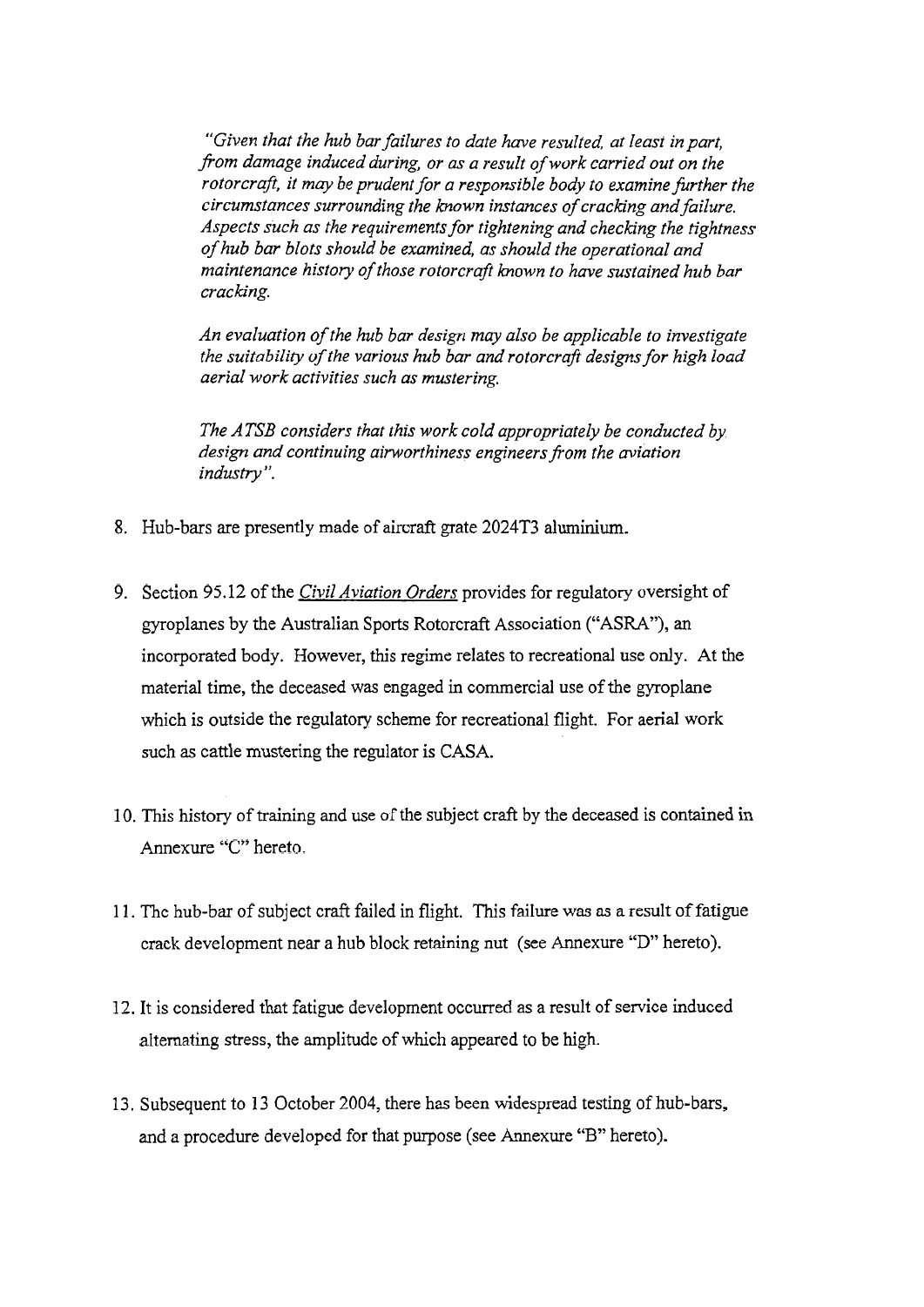> *"Given that the hub bar failures to date have resulted, at least in part, from damage induced during, or as a result of work carried out on the rotorcraft, it may be prudent for a responsible body to examine further the circumstances surrounding the known instances of cracking and failure. Aspects such as the requirements for tightening and checking the tightness of hub bar blots should be examined, as should the operational and maintenance history of those rotorcraft known to have sustained hub bar cracking.*
>
> *An evaluation of the hub bar design may also be applicable to investigate the suitability of the various hub bar and rotorcraft designs for high load aerial work activities such as mustering.*
>
> *The ATSB considers that this work cold appropriately be conducted by design and continuing airworthiness engineers from the aviation industry".*

8. Hub-bars are presently made of aircraft grate 2024T3 aluminium.

9. Section 95.12 of the *Civil Aviation Orders* provides for regulatory oversight of gyroplanes by the Australian Sports Rotorcraft Association ("ASRA"), an incorporated body. However, this regime relates to recreational use only. At the material time, the deceased was engaged in commercial use of the gyroplane which is outside the regulatory scheme for recreational flight. For aerial work such as cattle mustering the regulator is CASA.

10. This history of training and use of the subject craft by the deceased is contained in Annexure "C" hereto.

11. The hub-bar of subject craft failed in flight. This failure was as a result of fatigue crack development near a hub block retaining nut (see Annexure "D" hereto).

12. It is considered that fatigue development occurred as a result of service induced alternating stress, the amplitude of which appeared to be high.

13. Subsequent to 13 October 2004, there has been widespread testing of hub-bars, and a procedure developed for that purpose (see Annexure "B" hereto).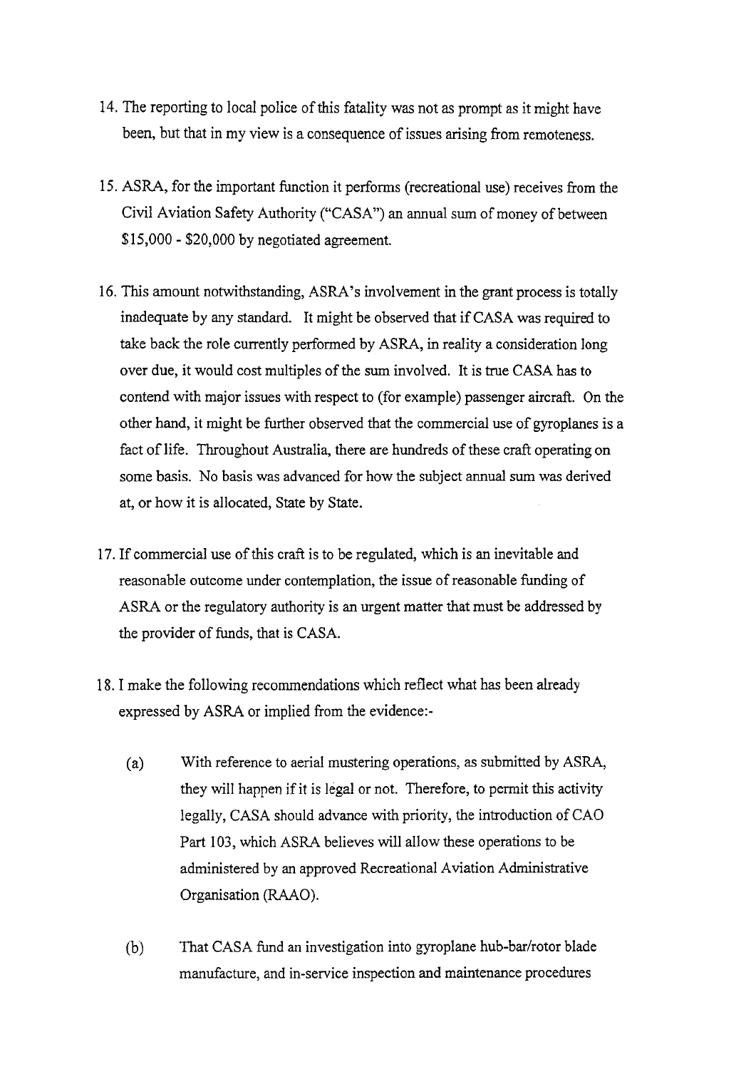14. The reporting to local police of this fatality was not as prompt as it might have been, but that in my view is a consequence of issues arising from remoteness.

15. ASRA, for the important function it performs (recreational use) receives from the Civil Aviation Safety Authority ("CASA") an annual sum of money of between $15,000 - $20,000 by negotiated agreement.

16. This amount notwithstanding, ASRA's involvement in the grant process is totally inadequate by any standard. It might be observed that if CASA was required to take back the role currently performed by ASRA, in reality a consideration long over due, it would cost multiples of the sum involved. It is true CASA has to contend with major issues with respect to (for example) passenger aircraft. On the other hand, it might be further observed that the commercial use of gyroplanes is a fact of life. Throughout Australia, there are hundreds of these craft operating on some basis. No basis was advanced for how the subject annual sum was derived at, or how it is allocated, State by State.

17. If commercial use of this craft is to be regulated, which is an inevitable and reasonable outcome under contemplation, the issue of reasonable funding of ASRA or the regulatory authority is an urgent matter that must be addressed by the provider of funds, that is CASA.

18. I make the following recommendations which reflect what has been already expressed by ASRA or implied from the evidence:-

    (a) With reference to aerial mustering operations, as submitted by ASRA, they will happen if it is legal or not. Therefore, to permit this activity legally, CASA should advance with priority, the introduction of CAO Part 103, which ASRA believes will allow these operations to be administered by an approved Recreational Aviation Administrative Organisation (RAAO).

    (b) That CASA fund an investigation into gyroplane hub-bar/rotor blade manufacture, and in-service inspection and maintenance procedures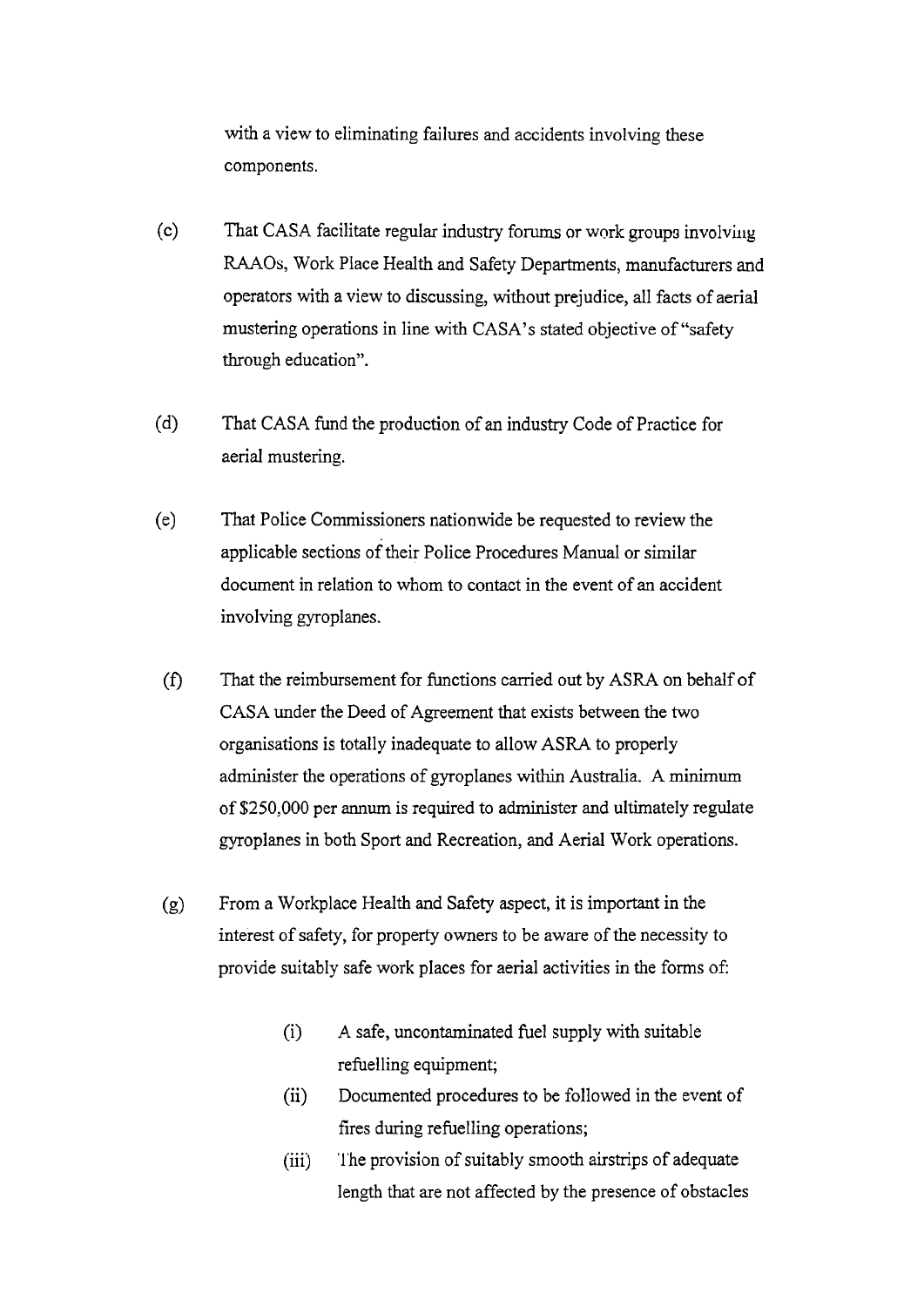with a view to eliminating failures and accidents involving these components.

(c) That CASA facilitate regular industry forums or work groups involving RAAOs, Work Place Health and Safety Departments, manufacturers and operators with a view to discussing, without prejudice, all facts of aerial mustering operations in line with CASA's stated objective of "safety through education".

(d) That CASA fund the production of an industry Code of Practice for aerial mustering.

(e) That Police Commissioners nationwide be requested to review the applicable sections of their Police Procedures Manual or similar document in relation to whom to contact in the event of an accident involving gyroplanes.

(f) That the reimbursement for functions carried out by ASRA on behalf of CASA under the Deed of Agreement that exists between the two organisations is totally inadequate to allow ASRA to properly administer the operations of gyroplanes within Australia. A minimum of $250,000 per annum is required to administer and ultimately regulate gyroplanes in both Sport and Recreation, and Aerial Work operations.

(g) From a Workplace Health and Safety aspect, it is important in the interest of safety, for property owners to be aware of the necessity to provide suitably safe work places for aerial activities in the forms of:

  (i) A safe, uncontaminated fuel supply with suitable refuelling equipment;
  (ii) Documented procedures to be followed in the event of fires during refuelling operations;
  (iii) The provision of suitably smooth airstrips of adequate length that are not affected by the presence of obstacles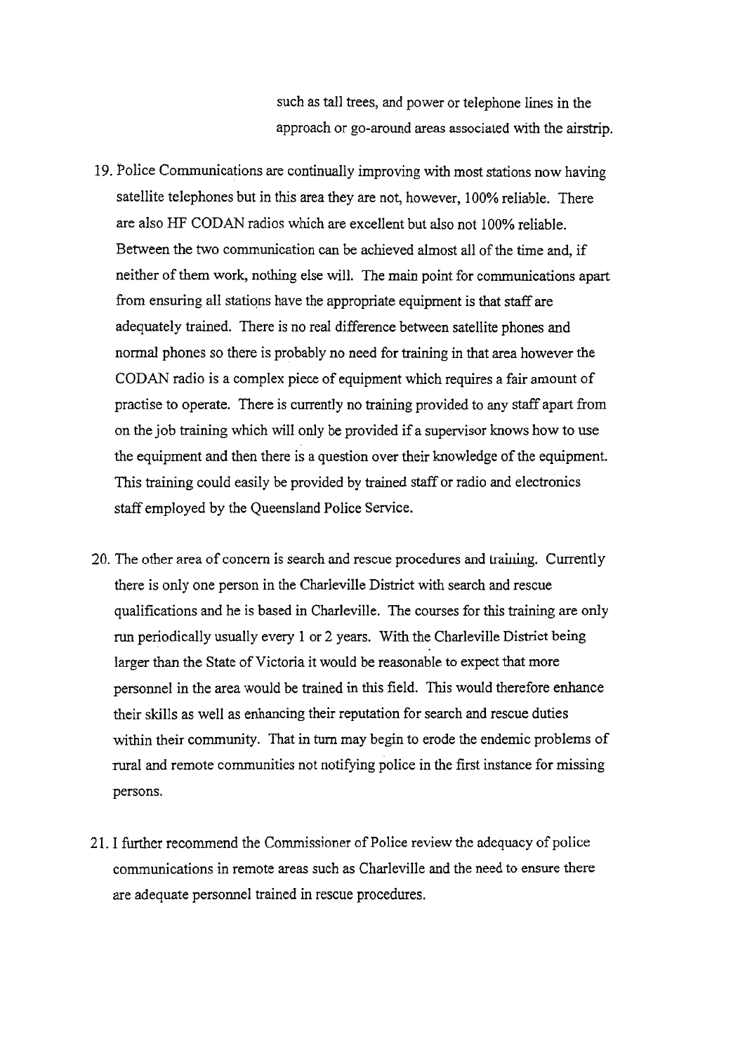such as tall trees, and power or telephone lines in the approach or go-around areas associated with the airstrip.

19. Police Communications are continually improving with most stations now having satellite telephones but in this area they are not, however, 100% reliable. There are also HF CODAN radios which are excellent but also not 100% reliable. Between the two communication can be achieved almost all of the time and, if neither of them work, nothing else will. The main point for communications apart from ensuring all stations have the appropriate equipment is that staff are adequately trained. There is no real difference between satellite phones and normal phones so there is probably no need for training in that area however the CODAN radio is a complex piece of equipment which requires a fair amount of practise to operate. There is currently no training provided to any staff apart from on the job training which will only be provided if a supervisor knows how to use the equipment and then there is a question over their knowledge of the equipment. This training could easily be provided by trained staff or radio and electronics staff employed by the Queensland Police Service.

20. The other area of concern is search and rescue procedures and training. Currently there is only one person in the Charleville District with search and rescue qualifications and he is based in Charleville. The courses for this training are only run periodically usually every 1 or 2 years. With the Charleville District being larger than the State of Victoria it would be reasonable to expect that more personnel in the area would be trained in this field. This would therefore enhance their skills as well as enhancing their reputation for search and rescue duties within their community. That in turn may begin to erode the endemic problems of rural and remote communities not notifying police in the first instance for missing persons.

21. I further recommend the Commissioner of Police review the adequacy of police communications in remote areas such as Charleville and the need to ensure there are adequate personnel trained in rescue procedures.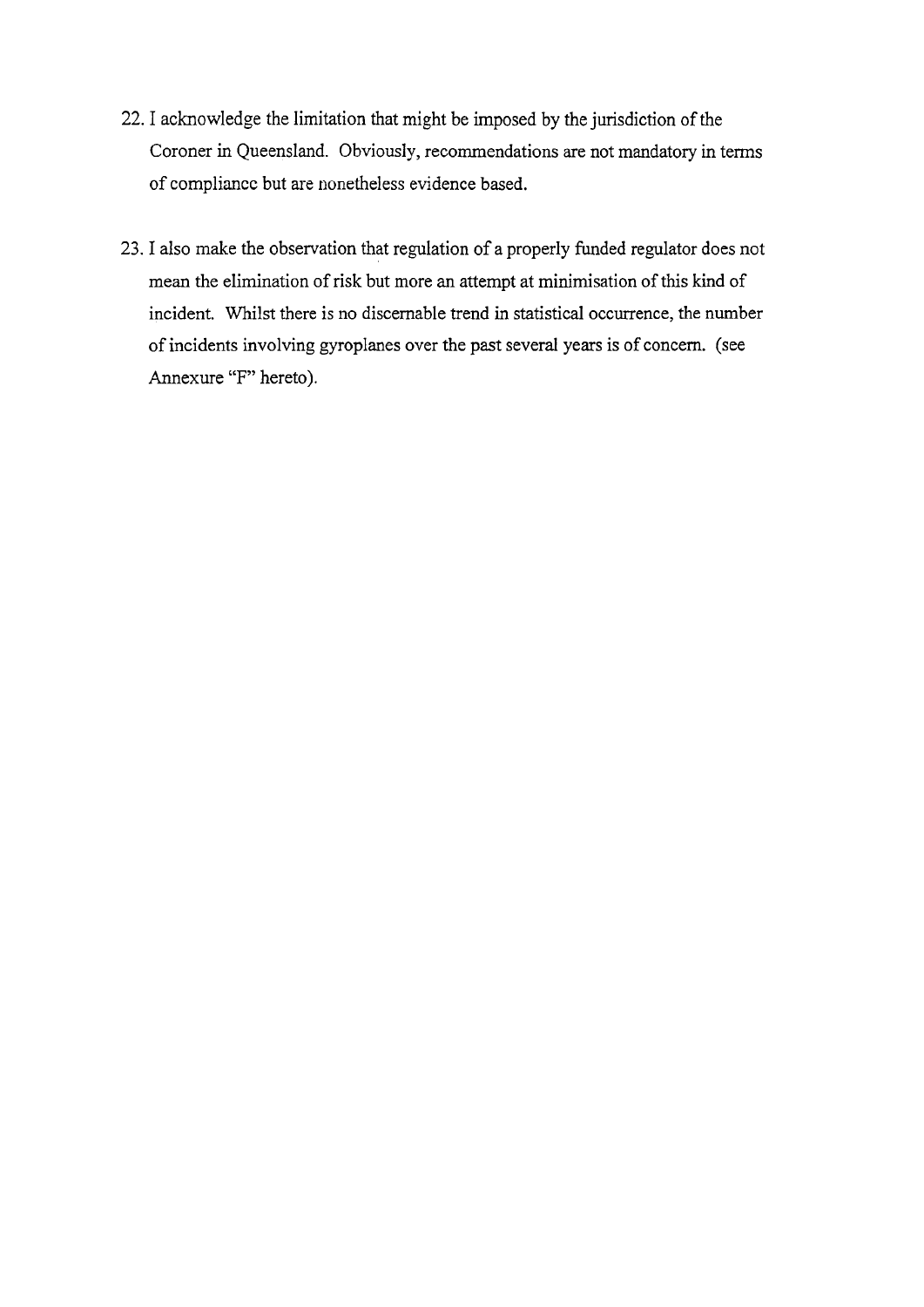22. I acknowledge the limitation that might be imposed by the jurisdiction of the Coroner in Queensland. Obviously, recommendations are not mandatory in terms of compliance but are nonetheless evidence based.

23. I also make the observation that regulation of a properly funded regulator does not mean the elimination of risk but more an attempt at minimisation of this kind of incident. Whilst there is no discernable trend in statistical occurrence, the number of incidents involving gyroplanes over the past several years is of concern. (see Annexure "F" hereto).